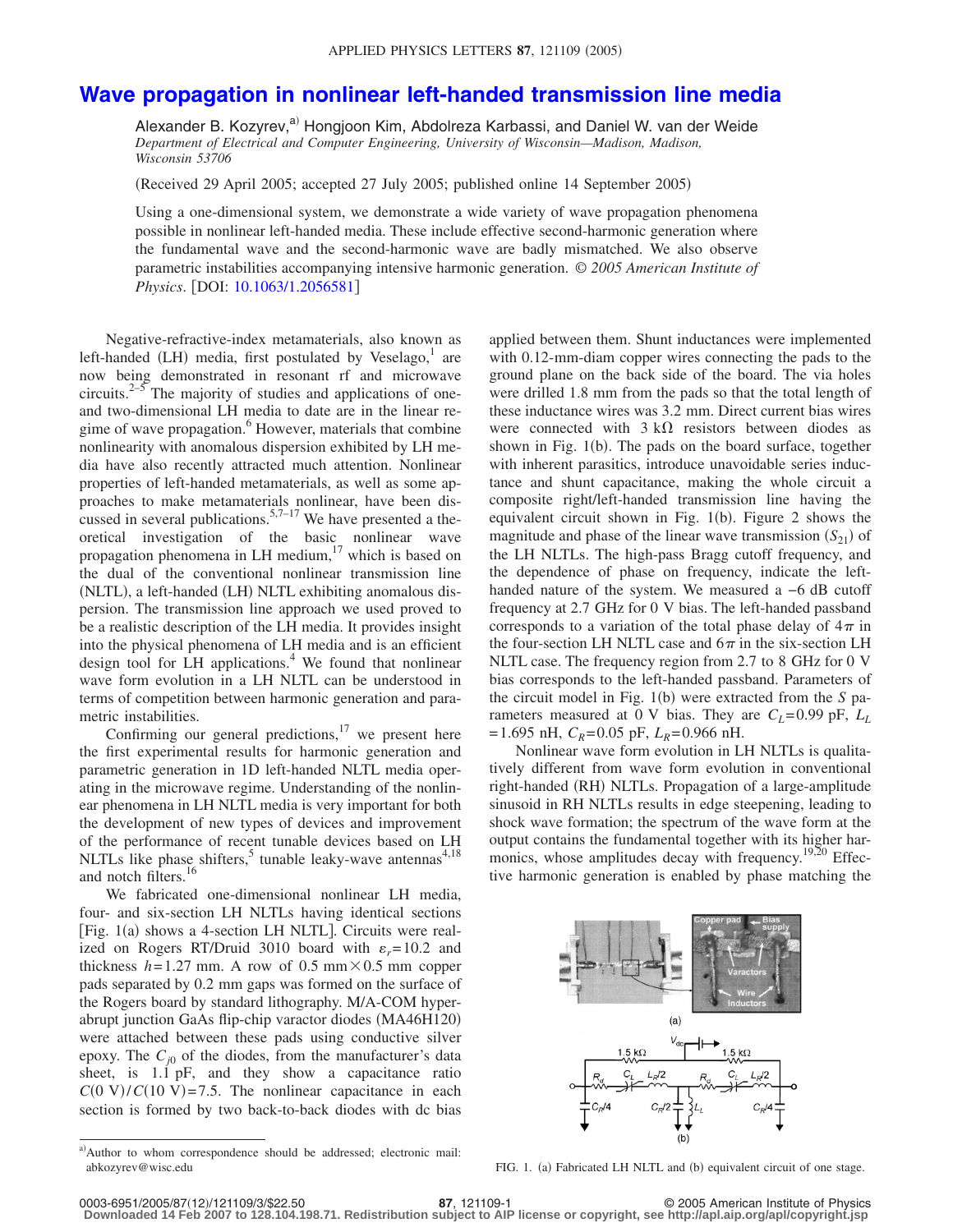# Wave propagation in nonlinear left-handed transmission line media

Alexander B. Kozyrev,[a] Hongjoon Kim, Abdolreza Karbassi, and Daniel W. van der Weide
*Department of Electrical and Computer Engineering, University of Wisconsin—Madison, Madison, Wisconsin 53706*

(Received 29 April 2005; accepted 27 July 2005; published online 14 September 2005)

Using a one-dimensional system, we demonstrate a wide variety of wave propagation phenomena possible in nonlinear left-handed media. These include effective second-harmonic generation where the fundamental wave and the second-harmonic wave are badly mismatched. We also observe parametric instabilities accompanying intensive harmonic generation. © *2005 American Institute of Physics*. [DOI: 10.1063/1.2056581]

Negative-refractive-index metamaterials, also known as left-handed (LH) media, first postulated by Veselago,[1] are now being demonstrated in resonant rf and microwave circuits.[2–5] The majority of studies and applications of one- and two-dimensional LH media to date are in the linear regime of wave propagation.[6] However, materials that combine nonlinearity with anomalous dispersion exhibited by LH media have also recently attracted much attention. Nonlinear properties of left-handed metamaterials, as well as some approaches to make metamaterials nonlinear, have been discussed in several publications.[5,7–17] We have presented a theoretical investigation of the basic nonlinear wave propagation phenomena in LH medium,[17] which is based on the dual of the conventional nonlinear transmission line (NLTL), a left-handed (LH) NLTL exhibiting anomalous dispersion. The transmission line approach we used proved to be a realistic description of the LH media. It provides insight into the physical phenomena of LH media and is an efficient design tool for LH applications.[4] We found that nonlinear wave form evolution in a LH NLTL can be understood in terms of competition between harmonic generation and parametric instabilities.

Confirming our general predictions,[17] we present here the first experimental results for harmonic generation and parametric generation in 1D left-handed NLTL media operating in the microwave regime. Understanding of the nonlinear phenomena in LH NLTL media is very important for both the development of new types of devices and improvement of the performance of recent tunable devices based on LH NLTLs like phase shifters,[5] tunable leaky-wave antennas[4,18] and notch filters.[16]

We fabricated one-dimensional nonlinear LH media, four- and six-section LH NLTLs having identical sections [Fig. 1(a) shows a 4-section LH NLTL]. Circuits were realized on Rogers RT/Druid 3010 board with $\varepsilon_r=10.2$ and thickness $h=1.27$ mm. A row of 0.5 mm × 0.5 mm copper pads separated by 0.2 mm gaps was formed on the surface of the Rogers board by standard lithography. M/A-COM hyperabrupt junction GaAs flip-chip varactor diodes (MA46H120) were attached between these pads using conductive silver epoxy. The $C_{j0}$ of the diodes, from the manufacturer's data sheet, is 1.1 pF, and they show a capacitance ratio $C(0\text{ V})/C(10\text{ V})=7.5$. The nonlinear capacitance in each section is formed by two back-to-back diodes with dc bias applied between them. Shunt inductances were implemented with 0.12-mm-diam copper wires connecting the pads to the ground plane on the back side of the board. The via holes were drilled 1.8 mm from the pads so that the total length of these inductance wires was 3.2 mm. Direct current bias wires were connected with 3 kΩ resistors between diodes as shown in Fig. 1(b). The pads on the board surface, together with inherent parasitics, introduce unavoidable series inductance and shunt capacitance, making the whole circuit a composite right/left-handed transmission line having the equivalent circuit shown in Fig. 1(b). Figure 2 shows the magnitude and phase of the linear wave transmission ($S_{21}$) of the LH NLTLs. The high-pass Bragg cutoff frequency, and the dependence of phase on frequency, indicate the left-handed nature of the system. We measured a −6 dB cutoff frequency at 2.7 GHz for 0 V bias. The left-handed passband corresponds to a variation of the total phase delay of $4\pi$ in the four-section LH NLTL case and $6\pi$ in the six-section LH NLTL case. The frequency region from 2.7 to 8 GHz for 0 V bias corresponds to the left-handed passband. Parameters of the circuit model in Fig. 1(b) were extracted from the $S$ parameters measured at 0 V bias. They are $C_L=0.99$ pF, $L_L=1.695$ nH, $C_R=0.05$ pF, $L_R=0.966$ nH.

Nonlinear wave form evolution in LH NLTLs is qualitatively different from wave form evolution in conventional right-handed (RH) NLTLs. Propagation of a large-amplitude sinusoid in RH NLTLs results in edge steepening, leading to shock wave formation; the spectrum of the wave form at the output contains the fundamental together with its higher harmonics, whose amplitudes decay with frequency.[19,20] Effective harmonic generation is enabled by phase matching the

FIG. 1. (a) Fabricated LH NLTL and (b) equivalent circuit of one stage.

[a] Author to whom correspondence should be addressed; electronic mail: abkozyrev@wisc.edu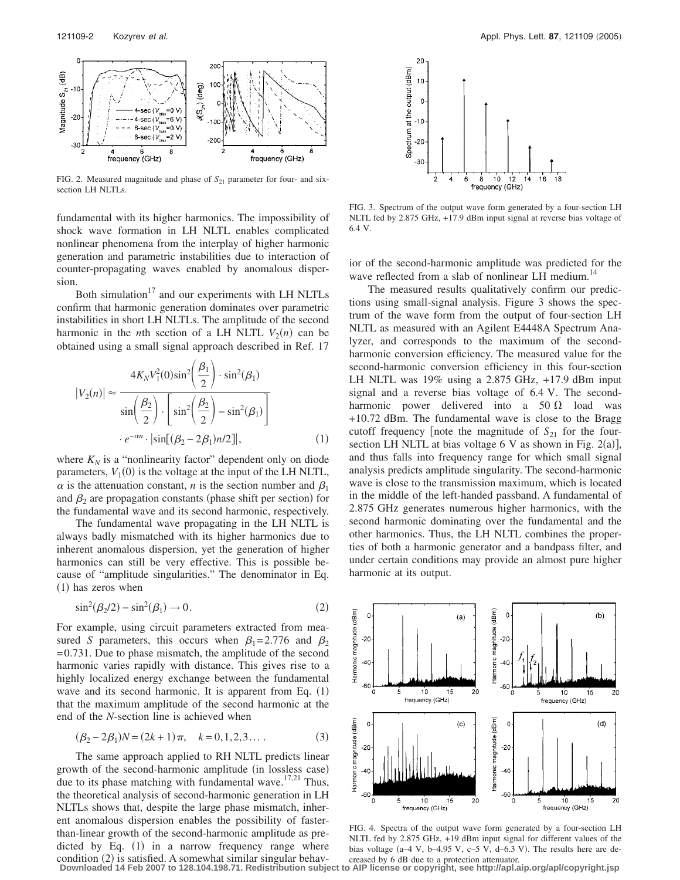FIG. 2. Measured magnitude and phase of $S_{21}$ parameter for four- and six-section LH NLTLs.

fundamental with its higher harmonics. The impossibility of shock wave formation in LH NLTL enables complicated nonlinear phenomena from the interplay of higher harmonic generation and parametric instabilities due to interaction of counter-propagating waves enabled by anomalous dispersion.

Both simulation[17] and our experiments with LH NLTLs confirm that harmonic generation dominates over parametric instabilities in short LH NLTLs. The amplitude of the second harmonic in the $n$th section of a LH NLTL $V_2(n)$ can be obtained using a small signal approach described in Ref. 17

$$|V_2(n)| \approx \frac{4K_N V_1^2(0)\sin^2\left(\dfrac{\beta_1}{2}\right)\cdot \sin^2(\beta_1)}{\sin\left(\dfrac{\beta_2}{2}\right)\cdot\left[\sin^2\left(\dfrac{\beta_2}{2}\right)-\sin^2(\beta_1)\right]} \cdot e^{-\alpha n}\cdot |\sin[(\beta_2-2\beta_1)n/2]|, \quad (1)$$

where $K_N$ is a "nonlinearity factor" dependent only on diode parameters, $V_1(0)$ is the voltage at the input of the LH NLTL, $\alpha$ is the attenuation constant, $n$ is the section number and $\beta_1$ and $\beta_2$ are propagation constants (phase shift per section) for the fundamental wave and its second harmonic, respectively.

The fundamental wave propagating in the LH NLTL is always badly mismatched with its higher harmonics due to inherent anomalous dispersion, yet the generation of higher harmonics can still be very effective. This is possible because of "amplitude singularities." The denominator in Eq. (1) has zeros when

$$\sin^2(\beta_2/2) - \sin^2(\beta_1) \to 0. \quad (2)$$

For example, using circuit parameters extracted from measured $S$ parameters, this occurs when $\beta_1 = 2.776$ and $\beta_2 = 0.731$. Due to phase mismatch, the amplitude of the second harmonic varies rapidly with distance. This gives rise to a highly localized energy exchange between the fundamental wave and its second harmonic. It is apparent from Eq. (1) that the maximum amplitude of the second harmonic at the end of the $N$-section line is achieved when

$$(\beta_2 - 2\beta_1)N = (2k+1)\pi, \quad k = 0,1,2,3\ldots. \quad (3)$$

The same approach applied to RH NLTL predicts linear growth of the second-harmonic amplitude (in lossless case) due to its phase matching with fundamental wave.[17,21] Thus, the theoretical analysis of second-harmonic generation in LH NLTLs shows that, despite the large phase mismatch, inherent anomalous dispersion enables the possibility of faster-than-linear growth of the second-harmonic amplitude as predicted by Eq. (1) in a narrow frequency range where condition (2) is satisfied. A somewhat similar singular behavior of the second-harmonic amplitude was predicted for the wave reflected from a slab of nonlinear LH medium.[14]

FIG. 3. Spectrum of the output wave form generated by a four-section LH NLTL fed by 2.875 GHz, +17.9 dBm input signal at reverse bias voltage of 6.4 V.

The measured results qualitatively confirm our predictions using small-signal analysis. Figure 3 shows the spectrum of the wave form from the output of four-section LH NLTL as measured with an Agilent E4448A Spectrum Analyzer, and corresponds to the maximum of the second-harmonic conversion efficiency. The measured value for the second-harmonic conversion efficiency in this four-section LH NLTL was 19% using a 2.875 GHz, +17.9 dBm input signal and a reverse bias voltage of 6.4 V. The second-harmonic power delivered into a 50 Ω load was +10.72 dBm. The fundamental wave is close to the Bragg cutoff frequency [note the magnitude of $S_{21}$ for the four-section LH NLTL at bias voltage 6 V as shown in Fig. 2(a)], and thus falls into frequency range for which small signal analysis predicts amplitude singularity. The second-harmonic wave is close to the transmission maximum, which is located in the middle of the left-handed passband. A fundamental of 2.875 GHz generates numerous higher harmonics, with the second harmonic dominating over the fundamental and the other harmonics. Thus, the LH NLTL combines the properties of both a harmonic generator and a bandpass filter, and under certain conditions may provide an almost pure higher harmonic at its output.

FIG. 4. Spectra of the output wave form generated by a four-section LH NLTL fed by 2.875 GHz, +19 dBm input signal for different values of the bias voltage (a–4 V, b–4.95 V, c–5 V, d–6.3 V). The results here are decreased by 6 dB due to a protection attenuator.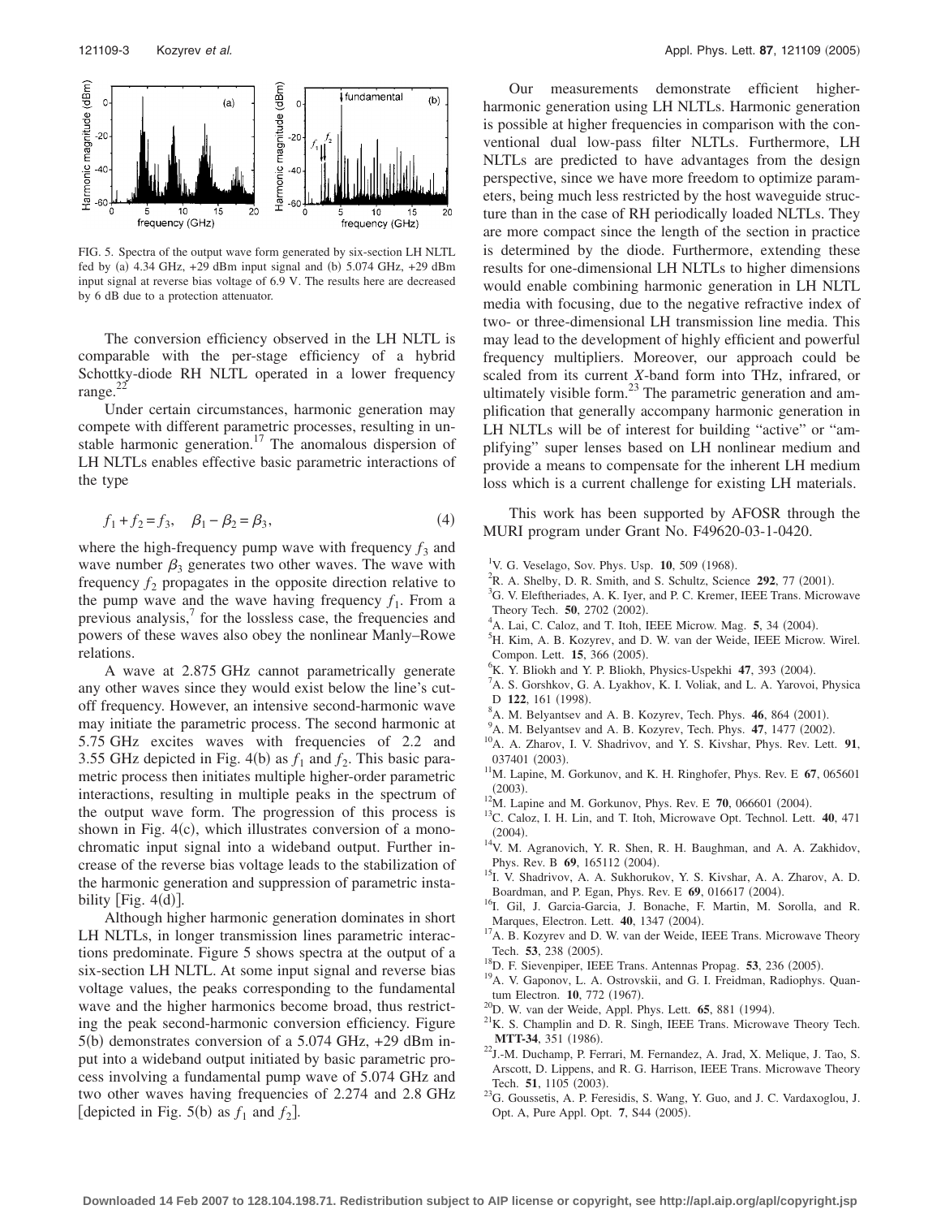Harmonic magnitude (dBm)

0

-20

-40

-60

0 5 10 15 20

frequency (GHz)

(a)

Harmonic magnitude (dBm)

0

-20

-40

-60

0 5 10 15 20

frequency (GHz)

fundamental

(b)

$f_1$ $f_2$

FIG. 5. Spectra of the output wave form generated by six-section LH NLTL fed by (a) 4.34 GHz, +29 dBm input signal and (b) 5.074 GHz, +29 dBm input signal at reverse bias voltage of 6.9 V. The results here are decreased by 6 dB due to a protection attenuator.

The conversion efficiency observed in the LH NLTL is comparable with the per-stage efficiency of a hybrid Schottky-diode RH NLTL operated in a lower frequency range.[22]

Under certain circumstances, harmonic generation may compete with different parametric processes, resulting in unstable harmonic generation.[17] The anomalous dispersion of LH NLTLs enables effective basic parametric interactions of the type

$$f_1 + f_2 = f_3, \quad \beta_1 - \beta_2 = \beta_3, \tag{4}$$

where the high-frequency pump wave with frequency $f_3$ and wave number $\beta_3$ generates two other waves. The wave with frequency $f_2$ propagates in the opposite direction relative to the pump wave and the wave having frequency $f_1$. From a previous analysis,[7] for the lossless case, the frequencies and powers of these waves also obey the nonlinear Manly–Rowe relations.

A wave at 2.875 GHz cannot parametrically generate any other waves since they would exist below the line's cutoff frequency. However, an intensive second-harmonic wave may initiate the parametric process. The second harmonic at 5.75 GHz excites waves with frequencies of 2.2 and 3.55 GHz depicted in Fig. 4(b) as $f_1$ and $f_2$. This basic parametric process then initiates multiple higher-order parametric interactions, resulting in multiple peaks in the spectrum of the output wave form. The progression of this process is shown in Fig. 4(c), which illustrates conversion of a monochromatic input signal into a wideband output. Further increase of the reverse bias voltage leads to the stabilization of the harmonic generation and suppression of parametric instability [Fig. 4(d)].

Although higher harmonic generation dominates in short LH NLTLs, in longer transmission lines parametric interactions predominate. Figure 5 shows spectra at the output of a six-section LH NLTL. At some input signal and reverse bias voltage values, the peaks corresponding to the fundamental wave and the higher harmonics become broad, thus restricting the peak second-harmonic conversion efficiency. Figure 5(b) demonstrates conversion of a 5.074 GHz, +29 dBm input into a wideband output initiated by basic parametric process involving a fundamental pump wave of 5.074 GHz and two other waves having frequencies of 2.274 and 2.8 GHz [depicted in Fig. 5(b) as $f_1$ and $f_2$].

Our measurements demonstrate efficient higher-harmonic generation using LH NLTLs. Harmonic generation is possible at higher frequencies in comparison with the conventional dual low-pass filter NLTLs. Furthermore, LH NLTLs are predicted to have advantages from the design perspective, since we have more freedom to optimize parameters, being much less restricted by the host waveguide structure than in the case of RH periodically loaded NLTLs. They are more compact since the length of the section in practice is determined by the diode. Furthermore, extending these results for one-dimensional LH NLTLs to higher dimensions would enable combining harmonic generation in LH NLTL media with focusing, due to the negative refractive index of two- or three-dimensional LH transmission line media. This may lead to the development of highly efficient and powerful frequency multipliers. Moreover, our approach could be scaled from its current *X*-band form into THz, infrared, or ultimately visible form.[23] The parametric generation and amplification that generally accompany harmonic generation in LH NLTLs will be of interest for building "active" or "amplifying" super lenses based on LH nonlinear medium and provide a means to compensate for the inherent LH medium loss which is a current challenge for existing LH materials.

This work has been supported by AFOSR through the MURI program under Grant No. F49620-03-1-0420.

[1] V. G. Veselago, Sov. Phys. Usp. **10**, 509 (1968).
[2] R. A. Shelby, D. R. Smith, and S. Schultz, Science **292**, 77 (2001).
[3] G. V. Eleftheriades, A. K. Iyer, and P. C. Kremer, IEEE Trans. Microwave Theory Tech. **50**, 2702 (2002).
[4] A. Lai, C. Caloz, and T. Itoh, IEEE Microw. Mag. **5**, 34 (2004).
[5] H. Kim, A. B. Kozyrev, and D. W. van der Weide, IEEE Microw. Wirel. Compon. Lett. **15**, 366 (2005).
[6] K. Y. Bliokh and Y. P. Bliokh, Physics-Uspekhi **47**, 393 (2004).
[7] A. S. Gorshkov, G. A. Lyakhov, K. I. Voliak, and L. A. Yarovoi, Physica D **122**, 161 (1998).
[8] A. M. Belyantsev and A. B. Kozyrev, Tech. Phys. **46**, 864 (2001).
[9] A. M. Belyantsev and A. B. Kozyrev, Tech. Phys. **47**, 1477 (2002).
[10] A. A. Zharov, I. V. Shadrivov, and Y. S. Kivshar, Phys. Rev. Lett. **91**, 037401 (2003).
[11] M. Lapine, M. Gorkunov, and K. H. Ringhofer, Phys. Rev. E **67**, 065601 (2003).
[12] M. Lapine and M. Gorkunov, Phys. Rev. E **70**, 066601 (2004).
[13] C. Caloz, I. H. Lin, and T. Itoh, Microwave Opt. Technol. Lett. **40**, 471 (2004).
[14] V. M. Agranovich, Y. R. Shen, R. H. Baughman, and A. A. Zakhidov, Phys. Rev. B **69**, 165112 (2004).
[15] I. V. Shadrivov, A. A. Sukhorukov, Y. S. Kivshar, A. A. Zharov, A. D. Boardman, and P. Egan, Phys. Rev. E **69**, 016617 (2004).
[16] I. Gil, J. Garcia-Garcia, J. Bonache, F. Martin, M. Sorolla, and R. Marques, Electron. Lett. **40**, 1347 (2004).
[17] A. B. Kozyrev and D. W. van der Weide, IEEE Trans. Microwave Theory Tech. **53**, 238 (2005).
[18] D. F. Sievenpiper, IEEE Trans. Antennas Propag. **53**, 236 (2005).
[19] A. V. Gaponov, L. A. Ostrovskii, and G. I. Freidman, Radiophys. Quantum Electron. **10**, 772 (1967).
[20] D. W. van der Weide, Appl. Phys. Lett. **65**, 881 (1994).
[21] K. S. Champlin and D. R. Singh, IEEE Trans. Microwave Theory Tech. **MTT-34**, 351 (1986).
[22] J.-M. Duchamp, P. Ferrari, M. Fernandez, A. Jrad, X. Melique, J. Tao, S. Arscott, D. Lippens, and R. G. Harrison, IEEE Trans. Microwave Theory Tech. **51**, 1105 (2003).
[23] G. Goussetis, A. P. Feresidis, S. Wang, Y. Guo, and J. C. Vardaxoglou, J. Opt. A, Pure Appl. Opt. **7**, S44 (2005).